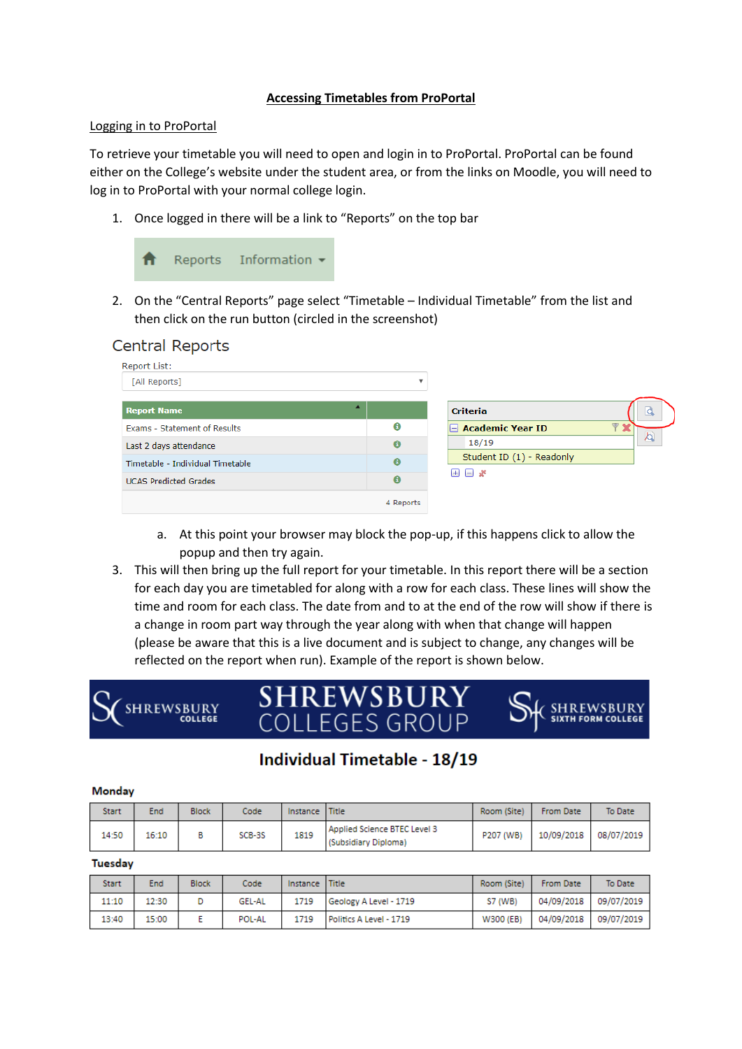# Accessing Timetables from ProPortal

## Logging in to ProPortal

To retrieve your timetable you will need to open and login in to ProPortal. ProPortal can be found either on the College's website under the student area, or from the links on Moodle, you will need to log in to ProPortal with your normal college login.

1. Once logged in there will be a link to "Reports" on the top bar

   Reports Information

2. On the "Central Reports" page select "Timetable – Individual Timetable" from the list and then click on the run button (circled in the screenshot)

Central Reports

Report List: [All Reports]

| Report Name | |
|---|---|
| Exams - Statement of Results | |
| Last 2 days attendance | |
| Timetable - Individual Timetable | |
| UCAS Predicted Grades | |

4 Reports

Criteria

Academic Year ID
18/19
Student ID (1) - Readonly

   a. At this point your browser may block the pop-up, if this happens click to allow the popup and then try again.

3. This will then bring up the full report for your timetable. In this report there will be a section for each day you are timetabled for along with a row for each class. These lines will show the time and room for each class. The date from and to at the end of the row will show if there is a change in room part way through the year along with when that change will happen (please be aware that this is a live document and is subject to change, any changes will be reflected on the report when run). Example of the report is shown below.

SHREWSBURY COLLEGE | SHREWSBURY COLLEGES GROUP | SHREWSBURY SIXTH FORM COLLEGE

## Individual Timetable - 18/19

**Monday**

| Start | End | Block | Code | Instance | Title | Room (Site) | From Date | To Date |
|---|---|---|---|---|---|---|---|---|
| 14:50 | 16:10 | B | SCB-3S | 1819 | Applied Science BTEC Level 3 (Subsidiary Diploma) | P207 (WB) | 10/09/2018 | 08/07/2019 |

**Tuesday**

| Start | End | Block | Code | Instance | Title | Room (Site) | From Date | To Date |
|---|---|---|---|---|---|---|---|---|
| 11:10 | 12:30 | D | GEL-AL | 1719 | Geology A Level - 1719 | S7 (WB) | 04/09/2018 | 09/07/2019 |
| 13:40 | 15:00 | E | POL-AL | 1719 | Politics A Level - 1719 | W300 (EB) | 04/09/2018 | 09/07/2019 |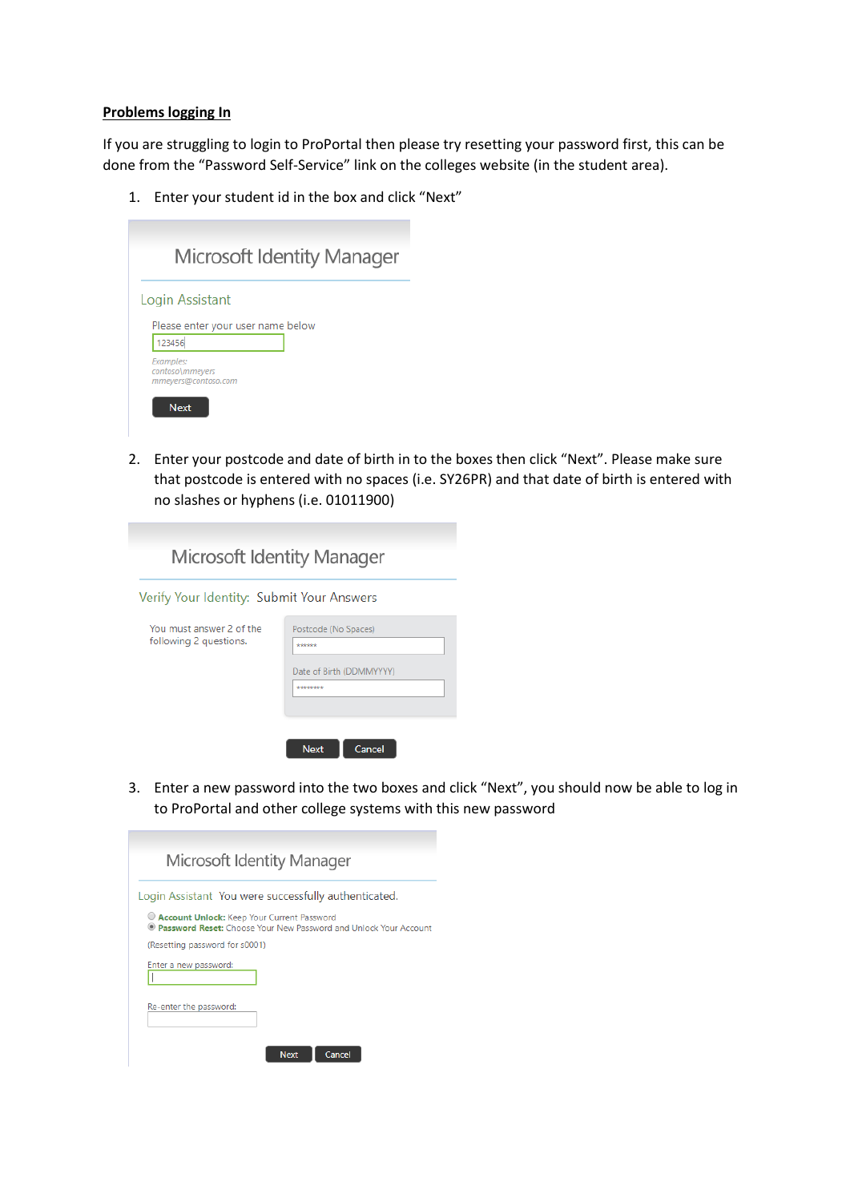**Problems logging In**

If you are struggling to login to ProPortal then please try resetting your password first, this can be done from the "Password Self-Service" link on the colleges website (in the student area).

1. Enter your student id in the box and click "Next"

Microsoft Identity Manager

Login Assistant

Please enter your user name below

123456

Examples:
contoso\mmeyers
mmeyers@contoso.com

Next

2. Enter your postcode and date of birth in to the boxes then click "Next". Please make sure that postcode is entered with no spaces (i.e. SY26PR) and that date of birth is entered with no slashes or hyphens (i.e. 01011900)

Microsoft Identity Manager

Verify Your Identity: Submit Your Answers

You must answer 2 of the following 2 questions.

Postcode (No Spaces)

Date of Birth (DDMMYYYY)

Next Cancel

3. Enter a new password into the two boxes and click "Next", you should now be able to log in to ProPortal and other college systems with this new password

Microsoft Identity Manager

Login Assistant You were successfully authenticated.

**Account Unlock:** Keep Your Current Password
**Password Reset:** Choose Your New Password and Unlock Your Account

(Resetting password for s0001)

Enter a new password:

Re-enter the password:

Next Cancel